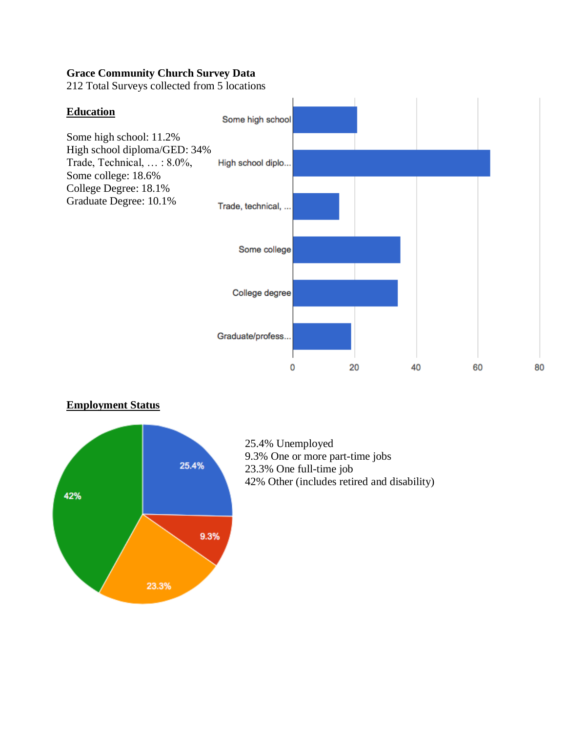**Grace Community Church Survey Data**
212 Total Surveys collected from 5 locations

## Education

Some high school: 11.2%
High school diploma/GED: 34%
Trade, Technical, … : 8.0%,
Some college: 18.6%
College Degree: 18.1%
Graduate Degree: 10.1%

Some high school
High school diplo...
Trade, technical, ...
Some college
College degree
Graduate/profess...

0
20
40
60
80

## Employment Status

25.4%
9.3%
23.3%
42%

25.4% Unemployed
9.3% One or more part-time jobs
23.3% One full-time job
42% Other (includes retired and disability)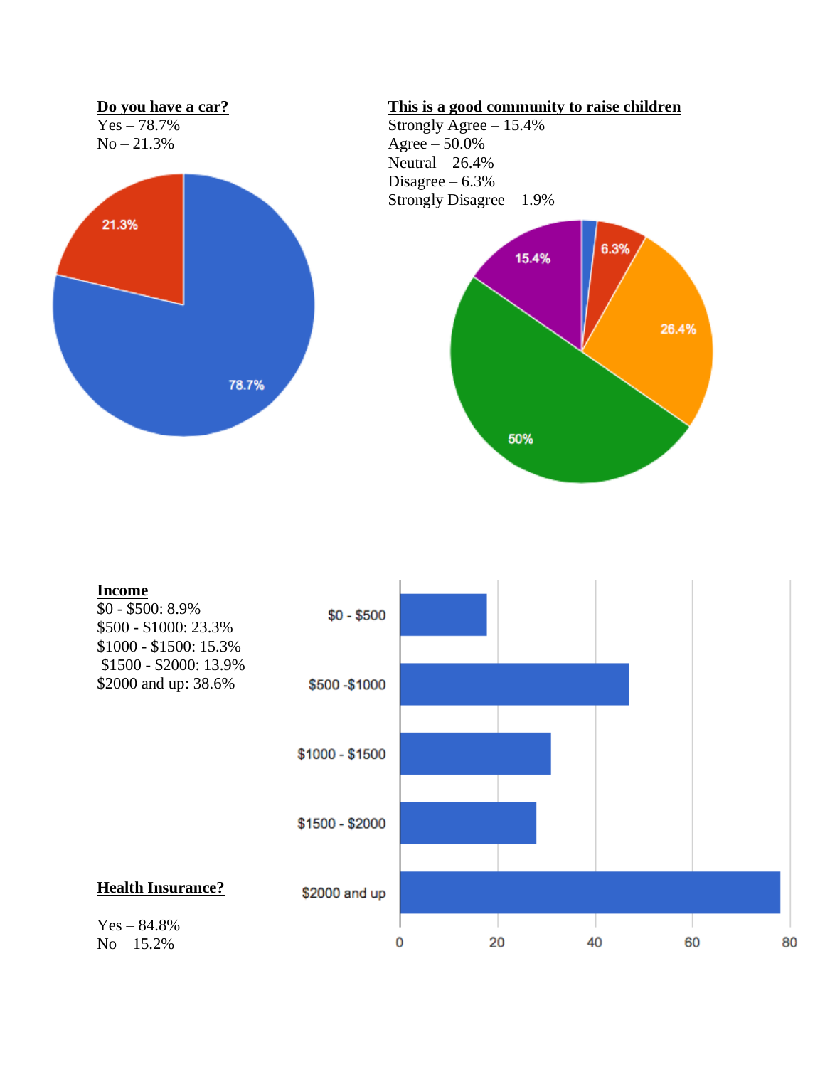**Do you have a car?**

Yes – 78.7%
No – 21.3%

**This is a good community to raise children**

Strongly Agree – 15.4%
Agree – 50.0%
Neutral – 26.4%
Disagree – 6.3%
Strongly Disagree – 1.9%

**Income**

$0 - $500: 8.9%
$500 - $1000: 23.3%
$1000 - $1500: 15.3%
$1500 - $2000: 13.9%
$2000 and up: 38.6%

**Health Insurance?**

Yes – 84.8%
No – 15.2%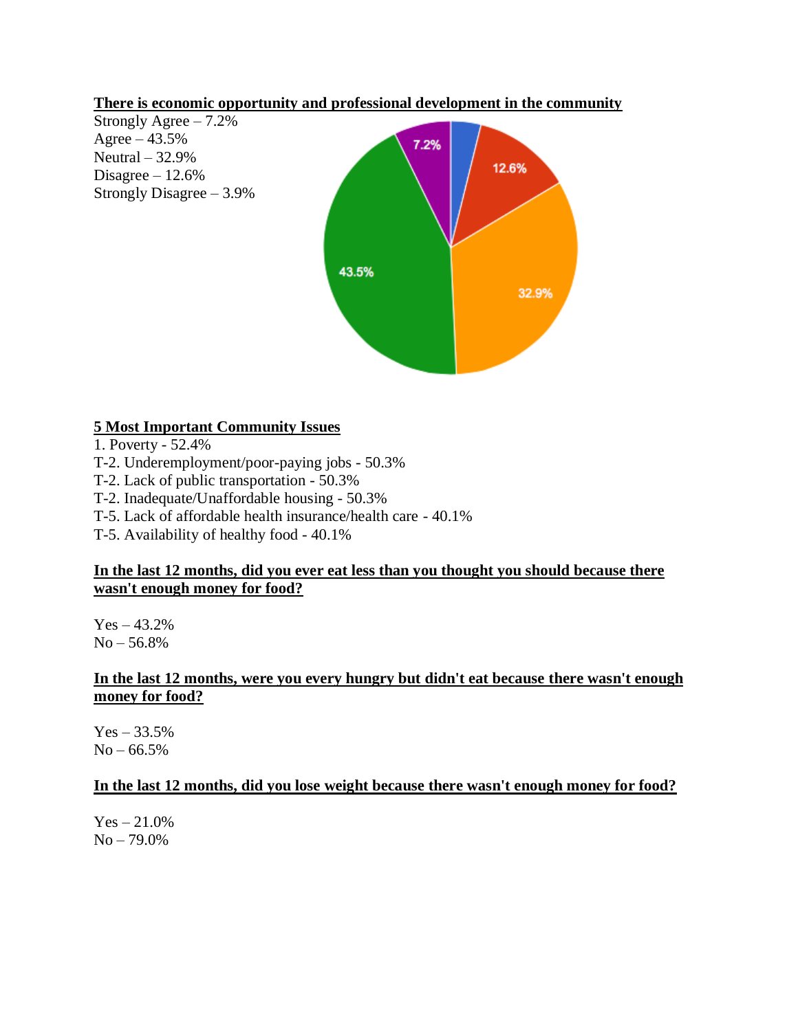**There is economic opportunity and professional development in the community**

Strongly Agree – 7.2%
Agree – 43.5%
Neutral – 32.9%
Disagree – 12.6%
Strongly Disagree – 3.9%

**5 Most Important Community Issues**

1. Poverty - 52.4%
T-2. Underemployment/poor-paying jobs - 50.3%
T-2. Lack of public transportation - 50.3%
T-2. Inadequate/Unaffordable housing - 50.3%
T-5. Lack of affordable health insurance/health care - 40.1%
T-5. Availability of healthy food - 40.1%

**In the last 12 months, did you ever eat less than you thought you should because there wasn't enough money for food?**

Yes – 43.2%
No – 56.8%

**In the last 12 months, were you every hungry but didn't eat because there wasn't enough money for food?**

Yes – 33.5%
No – 66.5%

**In the last 12 months, did you lose weight because there wasn't enough money for food?**

Yes – 21.0%
No – 79.0%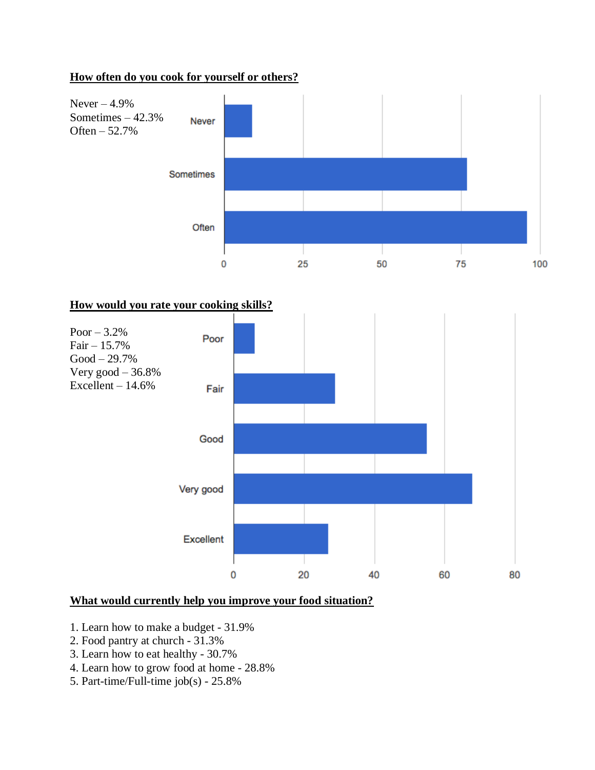**How often do you cook for yourself or others?**

Never – 4.9%
Sometimes – 42.3%
Often – 52.7%

Never
Sometimes
Often
0
25
50
75
100

**How would you rate your cooking skills?**

Poor – 3.2%
Fair – 15.7%
Good – 29.7%
Very good – 36.8%
Excellent – 14.6%

Poor
Fair
Good
Very good
Excellent
0
20
40
60
80

**What would currently help you improve your food situation?**

1. Learn how to make a budget - 31.9%
2. Food pantry at church - 31.3%
3. Learn how to eat healthy - 30.7%
4. Learn how to grow food at home - 28.8%
5. Part-time/Full-time job(s) - 25.8%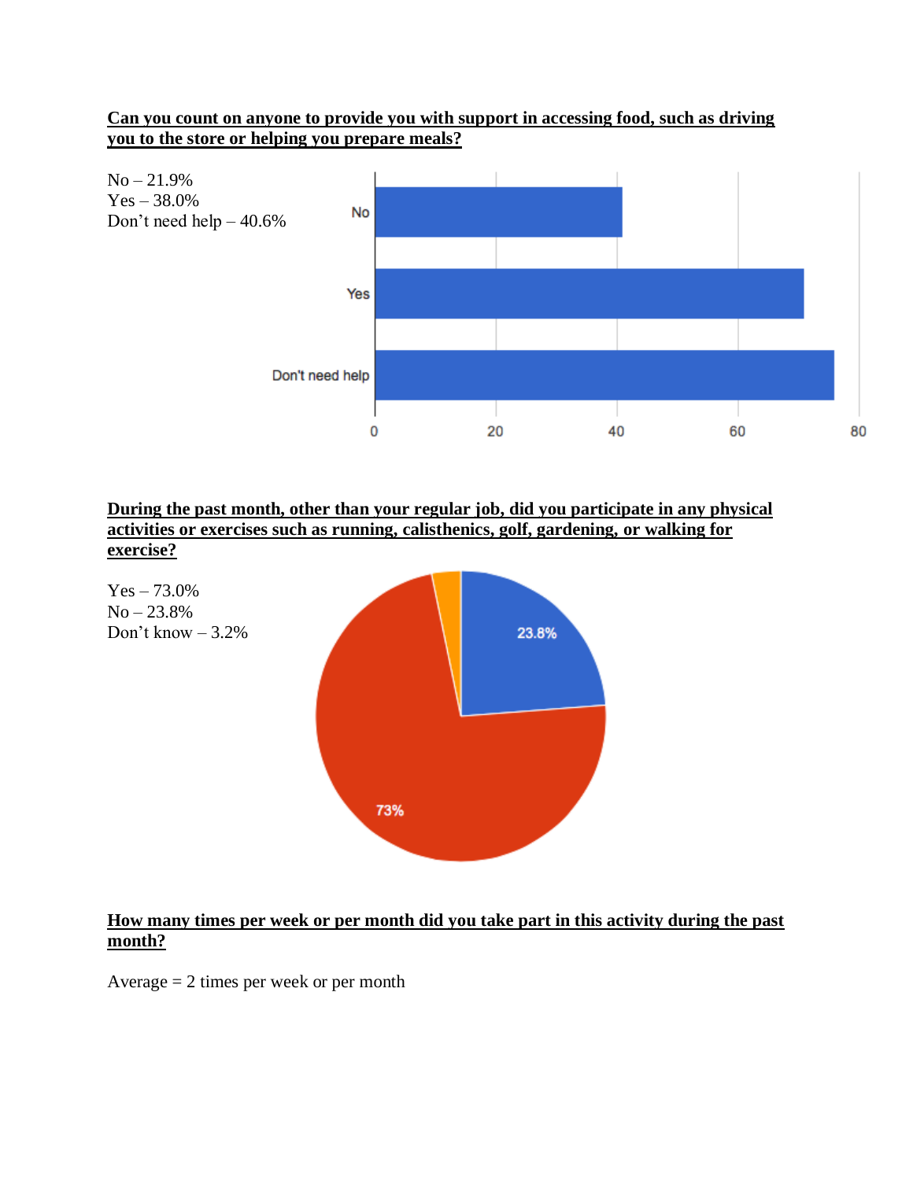**Can you count on anyone to provide you with support in accessing food, such as driving you to the store or helping you prepare meals?**

No – 21.9%
Yes – 38.0%
Don't need help – 40.6%

No
Yes
Don't need help
0
20
40
60
80

**During the past month, other than your regular job, did you participate in any physical activities or exercises such as running, calisthenics, golf, gardening, or walking for exercise?**

Yes – 73.0%
No – 23.8%
Don't know – 3.2%

23.8%
73%

**How many times per week or per month did you take part in this activity during the past month?**

Average = 2 times per week or per month